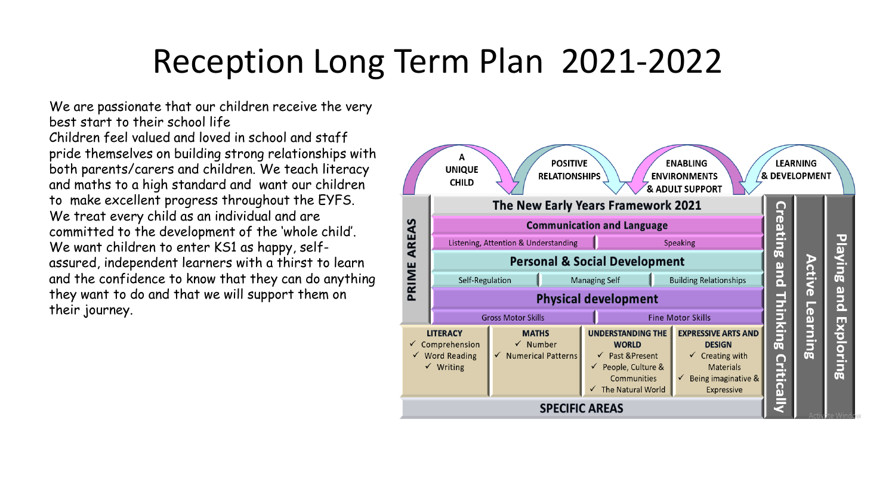# Reception Long Term Plan 2021-2022

We are passionate that our children receive the very best start to their school life

Children feel valued and loved in school and staff pride themselves on building strong relationships with both parents/carers and children. We teach literacy and maths to a high standard and want our children to make excellent progress throughout the EYFS.

We treat every child as an individual and are committed to the development of the 'whole child'.

We want children to enter KS1 as happy, self-assured, independent learners with a thirst to learn and the confidence to know that they can do anything they want to do and that we will support them on their journey.

A UNIQUE CHILD → POSITIVE RELATIONSHIPS → ENABLING ENVIRONMENTS & ADULT SUPPORT → LEARNING & DEVELOPMENT

**The New Early Years Framework 2021**

**PRIME AREAS**

- **Communication and Language**
  - Listening, Attention & Understanding
  - Speaking
- **Personal & Social Development**
  - Self-Regulation
  - Managing Self
  - Building Relationships
- **Physical development**
  - Gross Motor Skills
  - Fine Motor Skills

**SPECIFIC AREAS**

| LITERACY | MATHS | UNDERSTANDING THE WORLD | EXPRESSIVE ARTS AND DESIGN |
|---|---|---|---|
| ✓ Comprehension<br>✓ Word Reading<br>✓ Writing | ✓ Number<br>✓ Numerical Patterns | ✓ Past &Present<br>✓ People, Culture & Communities<br>✓ The Natural World | ✓ Creating with Materials<br>✓ Being imaginative & Expressive |

**Creating and Thinking Critically** | **Active Learning** | **Playing and Exploring**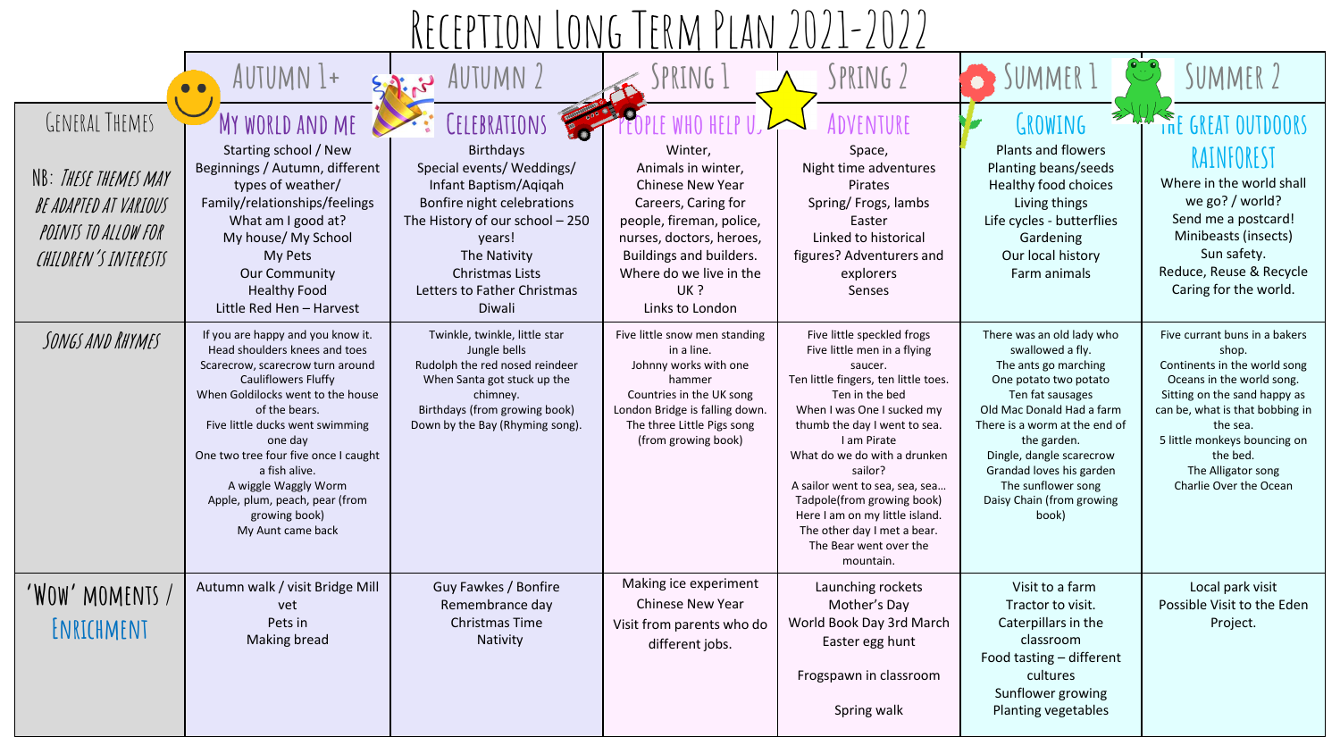# Reception Long Term Plan 2021-2022

| | Autumn 1+ | Autumn 2 | Spring 1 | Spring 2 | Summer 1 | Summer 2 |
|---|---|---|---|---|---|---|
| General Themes<br><br>NB: *These themes may be adapted at various points to allow for children's interests* | **My World and Me**<br>Starting school / New Beginnings / Autumn, different types of weather/ Family/relationships/feelings<br>What am I good at?<br>My house/ My School<br>My Pets<br>Our Community<br>Healthy Food<br>Little Red Hen – Harvest | **Celebrations**<br>Birthdays<br>Special events/ Weddings/ Infant Baptism/Aqiqah<br>Bonfire night celebrations<br>The History of our school – 250 years!<br>The Nativity<br>Christmas Lists<br>Letters to Father Christmas<br>Diwali | **People Who Help Us**<br>Winter,<br>Animals in winter,<br>Chinese New Year<br>Careers, Caring for people, fireman, police, nurses, doctors, heroes,<br>Buildings and builders.<br>Where do we live in the UK ?<br>Links to London | **Adventure**<br>Space,<br>Night time adventures<br>Pirates<br>Spring/ Frogs, lambs<br>Easter<br>Linked to historical figures? Adventurers and explorers<br>Senses | **Growing**<br>Plants and flowers<br>Planting beans/seeds<br>Healthy food choices<br>Living things<br>Life cycles - butterflies<br>Gardening<br>Our local history<br>Farm animals | **The Great Outdoors Rainforest**<br>Where in the world shall we go? / world?<br>Send me a postcard!<br>Minibeasts (insects)<br>Sun safety.<br>Reduce, Reuse & Recycle<br>Caring for the world. |
| Songs and Rhymes | If you are happy and you know it.<br>Head shoulders knees and toes<br>Scarecrow, scarecrow turn around<br>Cauliflowers Fluffy<br>When Goldilocks went to the house of the bears.<br>Five little ducks went swimming one day<br>One two tree four five once I caught a fish alive.<br>A wiggle Waggly Worm<br>Apple, plum, peach, pear (from growing book)<br>My Aunt came back | Twinkle, twinkle, little star<br>Jungle bells<br>Rudolph the red nosed reindeer<br>When Santa got stuck up the chimney.<br>Birthdays (from growing book)<br>Down by the Bay (Rhyming song). | Five little snow men standing in a line.<br>Johnny works with one hammer<br>Countries in the UK song<br>London Bridge is falling down.<br>The three Little Pigs song (from growing book) | Five little speckled frogs<br>Five little men in a flying saucer.<br>Ten little fingers, ten little toes.<br>Ten in the bed<br>When I was One I sucked my thumb the day I went to sea.<br>I am Pirate<br>What do we do with a drunken sailor?<br>A sailor went to sea, sea, sea…<br>Tadpole(from growing book)<br>Here I am on my little island.<br>The other day I met a bear.<br>The Bear went over the mountain. | There was an old lady who swallowed a fly.<br>The ants go marching<br>One potato two potato<br>Ten fat sausages<br>Old Mac Donald Had a farm<br>There is a worm at the end of the garden.<br>Dingle, dangle scarecrow<br>Grandad loves his garden<br>The sunflower song<br>Daisy Chain (from growing book) | Five currant buns in a bakers shop.<br>Continents in the world song<br>Oceans in the world song.<br>Sitting on the sand happy as can be, what is that bobbing in the sea.<br>5 little monkeys bouncing on the bed.<br>The Alligator song<br>Charlie Over the Ocean |
| 'Wow' Moments / Enrichment | Autumn walk / visit Bridge Mill vet<br>Pets in<br>Making bread | Guy Fawkes / Bonfire<br>Remembrance day<br>Christmas Time<br>Nativity | Making ice experiment<br>Chinese New Year<br>Visit from parents who do different jobs. | Launching rockets<br>Mother's Day<br>World Book Day 3rd March<br>Easter egg hunt<br><br>Frogspawn in classroom<br><br>Spring walk | Visit to a farm<br>Tractor to visit.<br>Caterpillars in the classroom<br>Food tasting – different cultures<br>Sunflower growing<br>Planting vegetables | Local park visit<br>Possible Visit to the Eden Project. |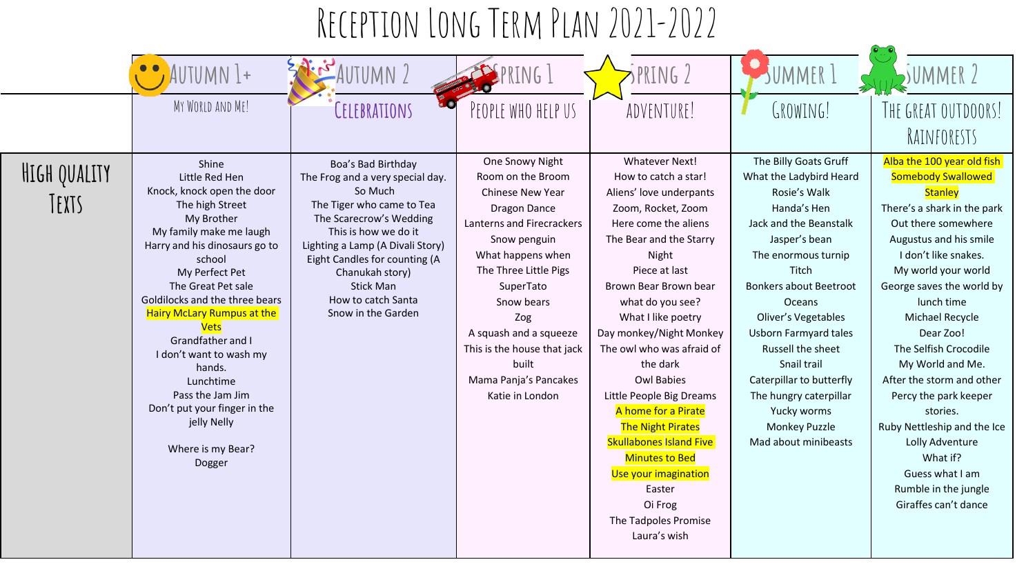# Reception Long Term Plan 2021-2022

| | Autumn 1+ | Autumn 2 | Spring 1 | Spring 2 | Summer 1 | Summer 2 |
|---|---|---|---|---|---|---|
| | My World and Me! | Celebrations | People who help us | Adventure! | Growing! | The great outdoors! Rainforests |
| High quality Texts | Shine<br>Little Red Hen<br>Knock, knock open the door<br>The high Street<br>My Brother<br>My family make me laugh<br>Harry and his dinosaurs go to school<br>My Perfect Pet<br>The Great Pet sale<br>Goldilocks and the three bears<br>Hairy McLary Rumpus at the Vets<br>Grandfather and I<br>I don't want to wash my hands.<br>Lunchtime<br>Pass the Jam Jim<br>Don't put your finger in the jelly Nelly<br><br>Where is my Bear?<br>Dogger | Boa's Bad Birthday<br>The Frog and a very special day.<br>So Much<br>The Tiger who came to Tea<br>The Scarecrow's Wedding<br>This is how we do it<br>Lighting a Lamp (A Divali Story)<br>Eight Candles for counting (A Chanukah story)<br>Stick Man<br>How to catch Santa<br>Snow in the Garden | One Snowy Night<br>Room on the Broom<br>Chinese New Year<br>Dragon Dance<br>Lanterns and Firecrackers<br>Snow penguin<br>What happens when<br>The Three Little Pigs<br>SuperTato<br>Snow bears<br>Zog<br>A squash and a squeeze<br>This is the house that jack built<br>Mama Panja's Pancakes<br>Katie in London | Whatever Next!<br>How to catch a star!<br>Aliens' love underpants<br>Zoom, Rocket, Zoom<br>Here come the aliens<br>The Bear and the Starry Night<br>Piece at last<br>Brown Bear Brown bear what do you see?<br>What I like poetry<br>Day monkey/Night Monkey<br>The owl who was afraid of the dark<br>Owl Babies<br>Little People Big Dreams<br>A home for a Pirate<br>The Night Pirates<br>Skullabones Island Five Minutes to Bed<br>Use your imagination<br>Easter<br>Oi Frog<br>The Tadpoles Promise<br>Laura's wish | The Billy Goats Gruff<br>What the Ladybird Heard<br>Rosie's Walk<br>Handa's Hen<br>Jack and the Beanstalk<br>Jasper's bean<br>The enormous turnip<br>Titch<br>Bonkers about Beetroot<br>Oceans<br>Oliver's Vegetables<br>Usborn Farmyard tales<br>Russell the sheet<br>Snail trail<br>Caterpillar to butterfly<br>The hungry caterpillar<br>Yucky worms<br>Monkey Puzzle<br>Mad about minibeasts | Alba the 100 year old fish<br>Somebody Swallowed<br>Stanley<br>There's a shark in the park<br>Out there somewhere<br>Augustus and his smile<br>I don't like snakes.<br>My world your world<br>George saves the world by lunch time<br>Michael Recycle<br>Dear Zoo!<br>The Selfish Crocodile<br>My World and Me.<br>After the storm and other<br>Percy the park keeper stories.<br>Ruby Nettleship and the Ice Lolly Adventure<br>What if?<br>Guess what I am<br>Rumble in the jungle<br>Giraffes can't dance |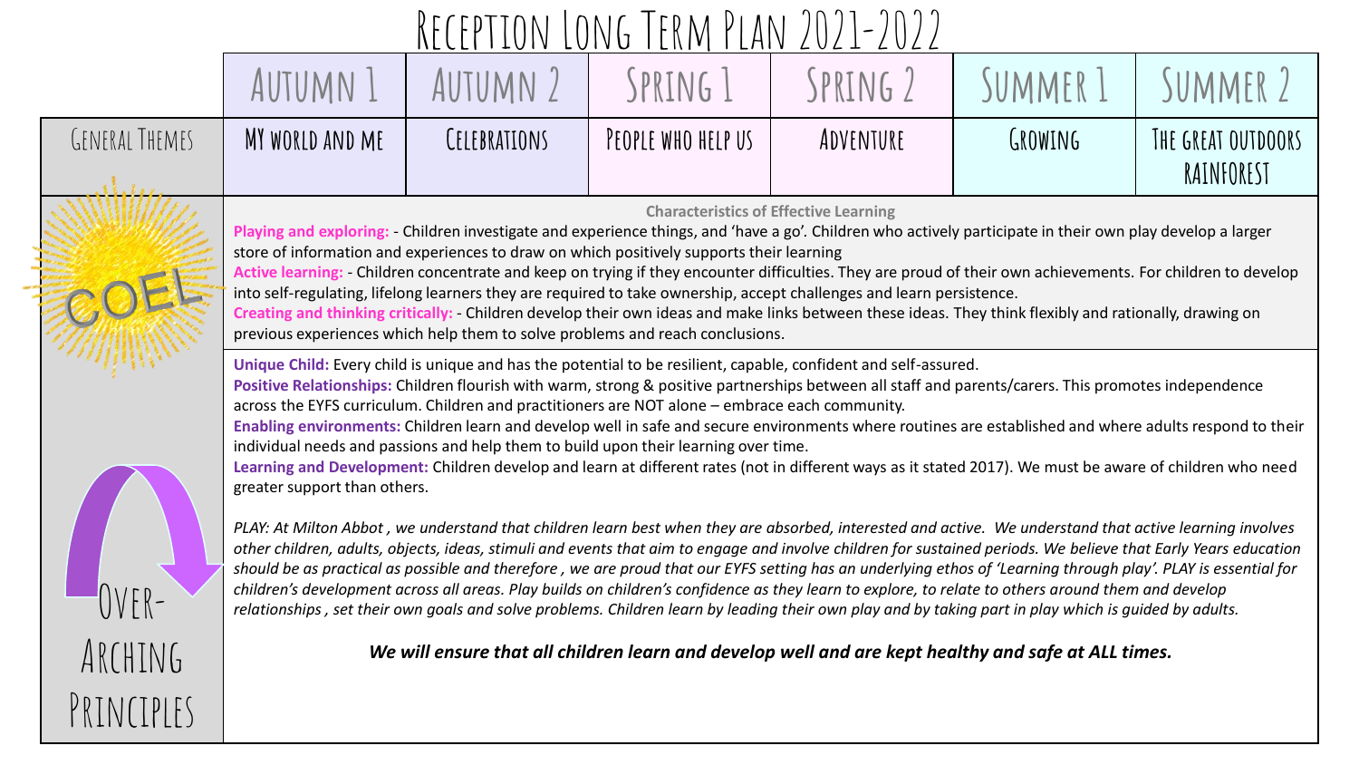# Reception Long Term Plan 2021-2022

| | Autumn 1 | Autumn 2 | Spring 1 | Spring 2 | Summer 1 | Summer 2 |
|---|---|---|---|---|---|---|
| General Themes | My world and me | Celebrations | People who help us | Adventure | Growing | The great outdoors Rainforest |

## COEL

**Characteristics of Effective Learning**

**Playing and exploring:** - Children investigate and experience things, and 'have a go'. Children who actively participate in their own play develop a larger store of information and experiences to draw on which positively supports their learning

**Active learning:** - Children concentrate and keep on trying if they encounter difficulties. They are proud of their own achievements. For children to develop into self-regulating, lifelong learners they are required to take ownership, accept challenges and learn persistence.

**Creating and thinking critically:** - Children develop their own ideas and make links between these ideas. They think flexibly and rationally, drawing on previous experiences which help them to solve problems and reach conclusions.

## Over-Arching Principles

**Unique Child:** Every child is unique and has the potential to be resilient, capable, confident and self-assured.

**Positive Relationships:** Children flourish with warm, strong & positive partnerships between all staff and parents/carers. This promotes independence across the EYFS curriculum. Children and practitioners are NOT alone – embrace each community.

**Enabling environments:** Children learn and develop well in safe and secure environments where routines are established and where adults respond to their individual needs and passions and help them to build upon their learning over time.

**Learning and Development:** Children develop and learn at different rates (not in different ways as it stated 2017). We must be aware of children who need greater support than others.

*PLAY: At Milton Abbot , we understand that children learn best when they are absorbed, interested and active. We understand that active learning involves other children, adults, objects, ideas, stimuli and events that aim to engage and involve children for sustained periods. We believe that Early Years education should be as practical as possible and therefore , we are proud that our EYFS setting has an underlying ethos of 'Learning through play'. PLAY is essential for children's development across all areas. Play builds on children's confidence as they learn to explore, to relate to others around them and develop relationships , set their own goals and solve problems. Children learn by leading their own play and by taking part in play which is guided by adults.*

***We will ensure that all children learn and develop well and are kept healthy and safe at ALL times.***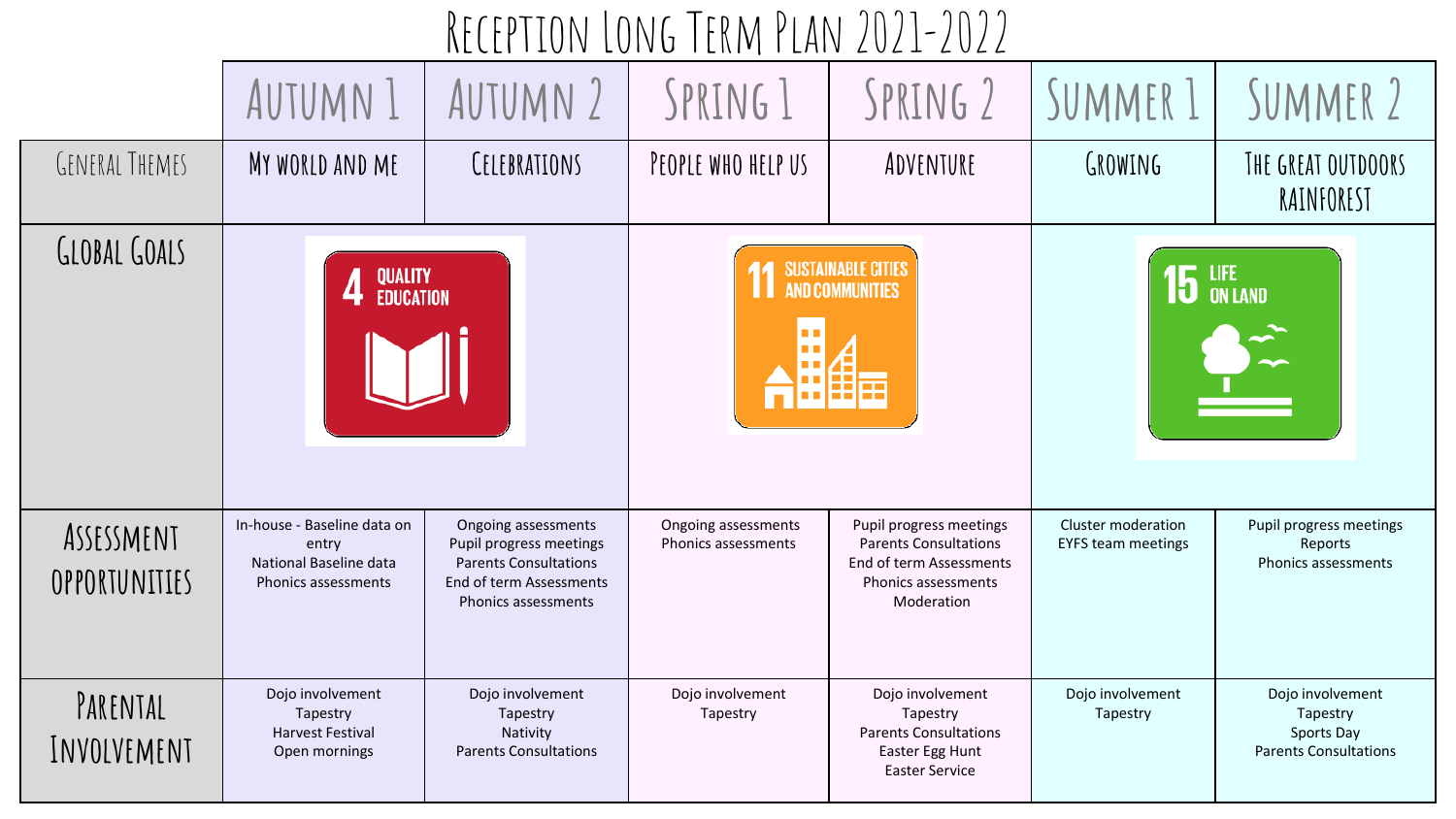# Reception Long Term Plan 2021-2022

| | Autumn 1 | Autumn 2 | Spring 1 | Spring 2 | Summer 1 | Summer 2 |
|---|---|---|---|---|---|---|
| General Themes | My world and me | Celebrations | People who help us | Adventure | Growing | The great outdoors Rainforest |
| Global Goals | 4 Quality Education | | 11 Sustainable Cities and Communities | | 15 Life on Land | |
| Assessment Opportunities | In-house - Baseline data on entry<br>National Baseline data<br>Phonics assessments | Ongoing assessments<br>Pupil progress meetings<br>Parents Consultations<br>End of term Assessments<br>Phonics assessments | Ongoing assessments<br>Phonics assessments | Pupil progress meetings<br>Parents Consultations<br>End of term Assessments<br>Phonics assessments<br>Moderation | Cluster moderation<br>EYFS team meetings | Pupil progress meetings<br>Reports<br>Phonics assessments |
| Parental Involvement | Dojo involvement<br>Tapestry<br>Harvest Festival<br>Open mornings | Dojo involvement<br>Tapestry<br>Nativity<br>Parents Consultations | Dojo involvement<br>Tapestry | Dojo involvement<br>Tapestry<br>Parents Consultations<br>Easter Egg Hunt<br>Easter Service | Dojo involvement<br>Tapestry | Dojo involvement<br>Tapestry<br>Sports Day<br>Parents Consultations |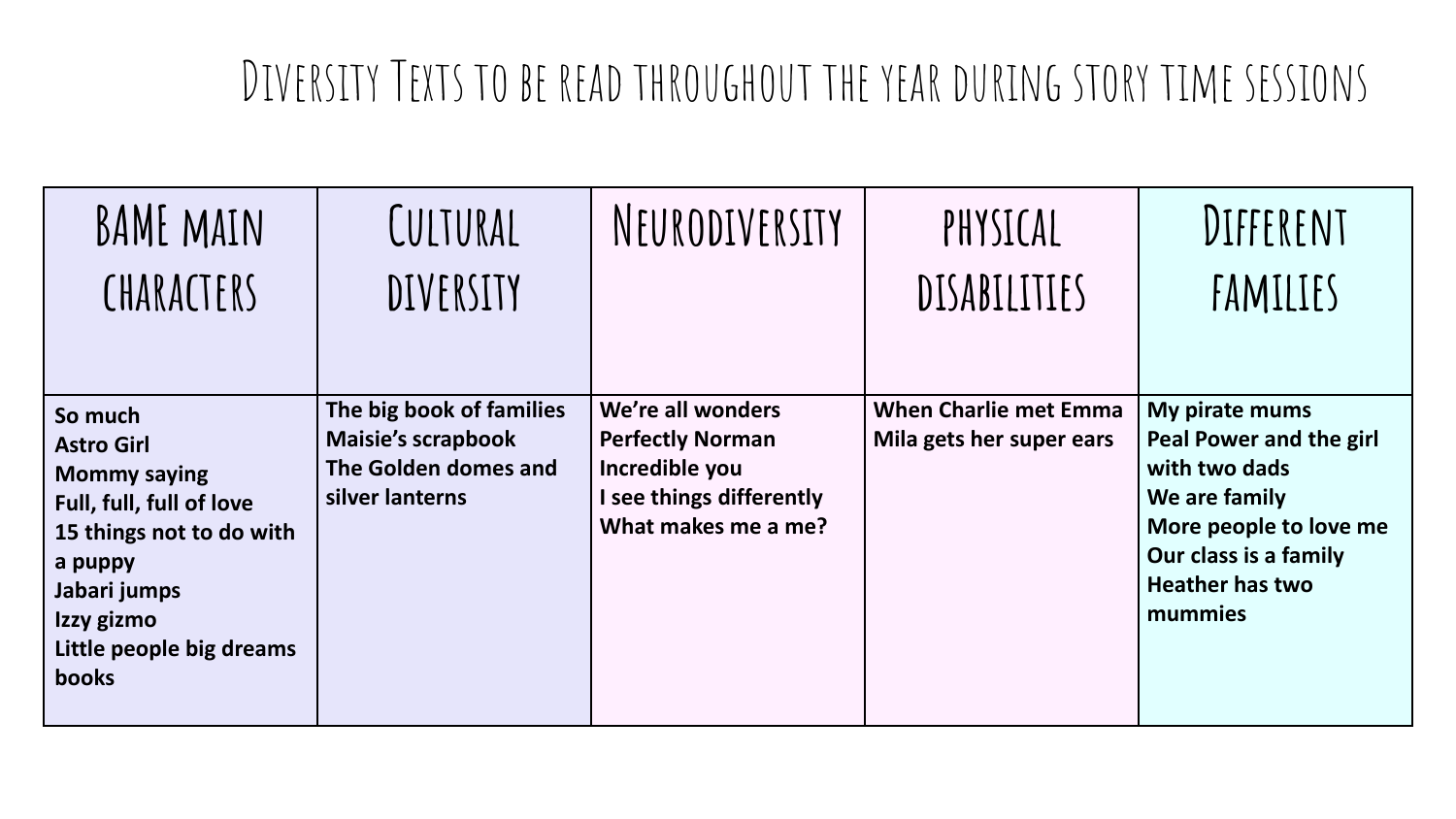# Diversity Texts to be read throughout the year during story time sessions

| BAME main characters | Cultural diversity | Neurodiversity | physical disabilities | Different families |
|---|---|---|---|---|
| **So much**<br>**Astro Girl**<br>**Mommy saying**<br>**Full, full, full of love**<br>**15 things not to do with a puppy**<br>**Jabari jumps**<br>**Izzy gizmo**<br>**Little people big dreams books** | **The big book of families**<br>**Maisie's scrapbook**<br>**The Golden domes and silver lanterns** | **We're all wonders**<br>**Perfectly Norman**<br>**Incredible you**<br>**I see things differently**<br>**What makes me a me?** | **When Charlie met Emma**<br>**Mila gets her super ears** | **My pirate mums**<br>**Peal Power and the girl with two dads**<br>**We are family**<br>**More people to love me**<br>**Our class is a family**<br>**Heather has two mummies** |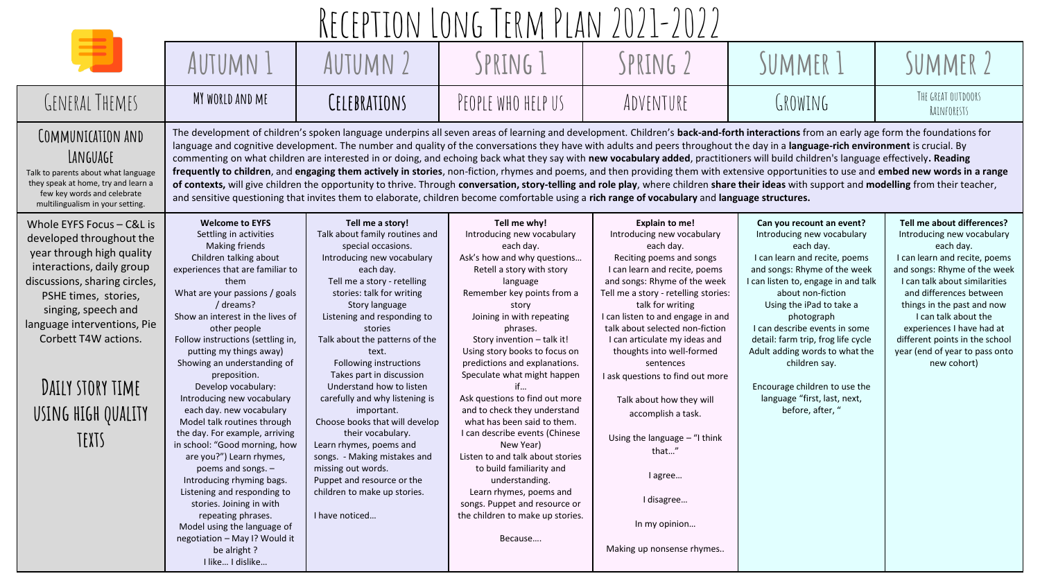# Reception Long Term Plan 2021-2022

| | Autumn 1 | Autumn 2 | Spring 1 | Spring 2 | Summer 1 | Summer 2 |
|---|---|---|---|---|---|---|
| General Themes | My world and me | Celebrations | People who help us | Adventure | Growing | The great outdoors Rainforests |
| Communication and Language<br>Talk to parents about what language they speak at home, try and learn a few key words and celebrate multilingualism in your setting. | The development of children's spoken language underpins all seven areas of learning and development. Children's **back-and-forth interactions** from an early age form the foundations for language and cognitive development. The number and quality of the conversations they have with adults and peers throughout the day in a **language-rich environment** is crucial. By commenting on what children are interested in or doing, and echoing back what they say with **new vocabulary added**, practitioners will build children's language effectively**. Reading frequently to children**, and **engaging them actively in stories**, non-fiction, rhymes and poems, and then providing them with extensive opportunities to use and **embed new words in a range of contexts,** will give children the opportunity to thrive. Through **conversation, story-telling and role play**, where children **share their ideas** with support and **modelling** from their teacher, and sensitive questioning that invites them to elaborate, children become comfortable using a **rich range of vocabulary** and **language structures.** | | | | | |
| Whole EYFS Focus – C&L is developed throughout the year through high quality interactions, daily group discussions, sharing circles, PSHE times, stories, singing, speech and language interventions, Pie Corbett T4W actions.<br><br>Daily story time using high quality texts | **Welcome to EYFS**<br>Settling in activities<br>Making friends<br>Children talking about experiences that are familiar to them<br>What are your passions / goals / dreams?<br>Show an interest in the lives of other people<br>Follow instructions (settling in, putting my things away)<br>Showing an understanding of preposition.<br>Develop vocabulary:<br>Introducing new vocabulary each day. new vocabulary<br>Model talk routines through the day. For example, arriving in school: "Good morning, how are you?") Learn rhymes, poems and songs. –<br>Introducing rhyming bags.<br>Listening and responding to stories. Joining in with repeating phrases.<br>Model using the language of negotiation – May I? Would it be alright ?<br>I like… I dislike… | **Tell me a story!**<br>Talk about family routines and special occasions.<br>Introducing new vocabulary each day.<br>Tell me a story - retelling stories: talk for writing<br>Story language<br>Listening and responding to stories<br>Talk about the patterns of the text.<br>Following instructions<br>Takes part in discussion<br>Understand how to listen carefully and why listening is important.<br>Choose books that will develop their vocabulary.<br>Learn rhymes, poems and songs. - Making mistakes and missing out words.<br>Puppet and resource or the children to make up stories.<br><br>I have noticed… | **Tell me why!**<br>Introducing new vocabulary each day.<br>Ask's how and why questions…<br>Retell a story with story language<br>Remember key points from a story<br>Joining in with repeating phrases.<br>Story invention – talk it!<br>Using story books to focus on predictions and explanations.<br>Speculate what might happen if…<br>Ask questions to find out more and to check they understand what has been said to them.<br>I can describe events (Chinese New Year)<br>Listen to and talk about stories to build familiarity and understanding.<br>Learn rhymes, poems and songs. Puppet and resource or the children to make up stories.<br><br>Because…. | **Explain to me!**<br>Introducing new vocabulary each day.<br>Reciting poems and songs<br>I can learn and recite, poems and songs: Rhyme of the week<br>Tell me a story - retelling stories: talk for writing<br>I can listen to and engage in and talk about selected non-fiction<br>I can articulate my ideas and thoughts into well-formed sentences<br>I ask questions to find out more<br><br>Talk about how they will accomplish a task.<br><br>Using the language – "I think that…"<br><br>I agree…<br><br>I disagree…<br><br>In my opinion…<br><br>Making up nonsense rhymes.. | **Can you recount an event?**<br>Introducing new vocabulary each day.<br>I can learn and recite, poems and songs: Rhyme of the week<br>I can listen to, engage in and talk about non-fiction<br>Using the iPad to take a photograph<br>I can describe events in some detail: farm trip, frog life cycle<br>Adult adding words to what the children say.<br><br>Encourage children to use the language "first, last, next, before, after, " | **Tell me about differences?**<br>Introducing new vocabulary each day.<br>I can learn and recite, poems and songs: Rhyme of the week<br>I can talk about similarities and differences between things in the past and now<br>I can talk about the experiences I have had at different points in the school year (end of year to pass onto new cohort) |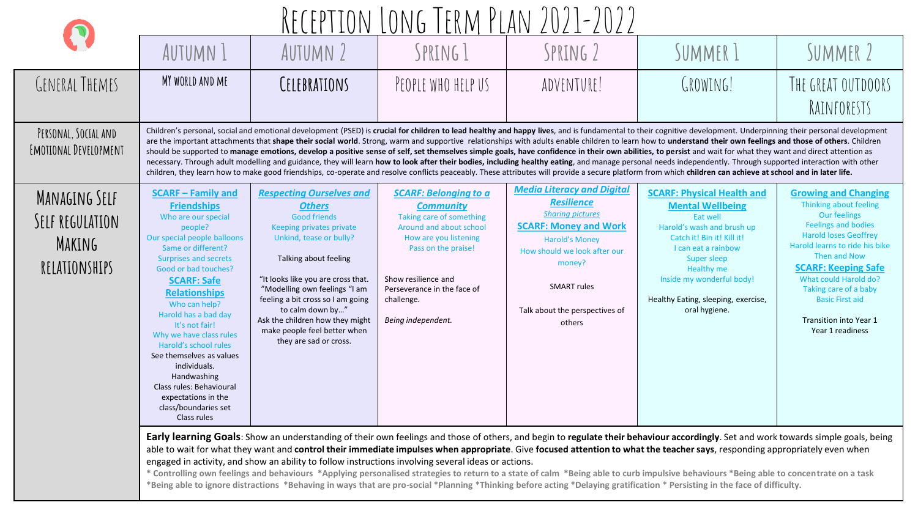# Reception Long Term Plan 2021-2022

| | Autumn 1 | Autumn 2 | Spring 1 | Spring 2 | Summer 1 | Summer 2 |
|---|---|---|---|---|---|---|
| General Themes | My world and me | Celebrations | People who help us | Adventure! | Growing! | The great outdoors Rainforests |
| Personal, Social and Emotional Development | Children's personal, social and emotional development (PSED) is **crucial for children to lead healthy and happy lives**, and is fundamental to their cognitive development. Underpinning their personal development are the important attachments that **shape their social world**. Strong, warm and supportive relationships with adults enable children to learn how to **understand their own feelings and those of others**. Children should be supported to **manage emotions, develop a positive sense of self, set themselves simple goals, have confidence in their own abilities, to persist** and wait for what they want and direct attention as necessary. Through adult modelling and guidance, they will learn **how to look after their bodies, including healthy eating**, and manage personal needs independently. Through supported interaction with other children, they learn how to make good friendships, co-operate and resolve conflicts peaceably. These attributes will provide a secure platform from which **children can achieve at school and in later life.** | | | | | |
| Managing Self<br>Self Regulation<br>Making Relationships | **SCARF – Family and Friendships**<br>Who are our special people?<br>Our special people balloons<br>Same or different?<br>Surprises and secrets<br>Good or bad touches?<br>**SCARF: Safe Relationships**<br>Who can help?<br>Harold has a bad day<br>It's not fair!<br>Why we have class rules<br>Harold's school rules<br>See themselves as values individuals.<br>Handwashing<br>Class rules: Behavioural expectations in the class/boundaries set<br>Class rules | ***Respecting Ourselves and Others***<br>Good friends<br>Keeping privates private<br>Unkind, tease or bully?<br><br>Talking about feeling<br><br>"It looks like you are cross that." "Modelling own feelings "I am feeling a bit cross so I am going to calm down by…"<br>Ask the children how they might make people feel better when they are sad or cross. | ***SCARF: Belonging to a Community***<br>Taking care of something<br>Around and about school<br>How are you listening<br>Pass on the praise!<br><br>Show resilience and Perseverance in the face of challenge.<br><br>*Being independent.* | ***Media Literacy and Digital Resilience***<br>*Sharing pictures*<br>**SCARF: Money and Work**<br>Harold's Money<br>How should we look after our money?<br><br>SMART rules<br><br>Talk about the perspectives of others | **SCARF: Physical Health and Mental Wellbeing**<br>Eat well<br>Harold's wash and brush up<br>Catch it! Bin it! Kill it!<br>I can eat a rainbow<br>Super sleep<br>Healthy me<br>Inside my wonderful body!<br><br>Healthy Eating, sleeping, exercise, oral hygiene. | **Growing and Changing**<br>Thinking about feeling<br>Our feelings<br>Feelings and bodies<br>Harold loses Geoffrey<br>Harold learns to ride his bike<br>Then and Now<br>**SCARF: Keeping Safe**<br>What could Harold do?<br>Taking care of a baby<br>Basic First aid<br><br>Transition into Year 1<br>Year 1 readiness |
| | **Early learning Goals**: Show an understanding of their own feelings and those of others, and begin to **regulate their behaviour accordingly**. Set and work towards simple goals, being able to wait for what they want and **control their immediate impulses when appropriate**. Give **focused attention to what the teacher says**, responding appropriately even when engaged in activity, and show an ability to follow instructions involving several ideas or actions.<br>**\* Controlling own feelings and behaviours \*Applying personalised strategies to return to a state of calm \*Being able to curb impulsive behaviours \*Being able to concentrate on a task \*Being able to ignore distractions \*Behaving in ways that are pro-social \*Planning \*Thinking before acting \*Delaying gratification \* Persisting in the face of difficulty.** | | | | | |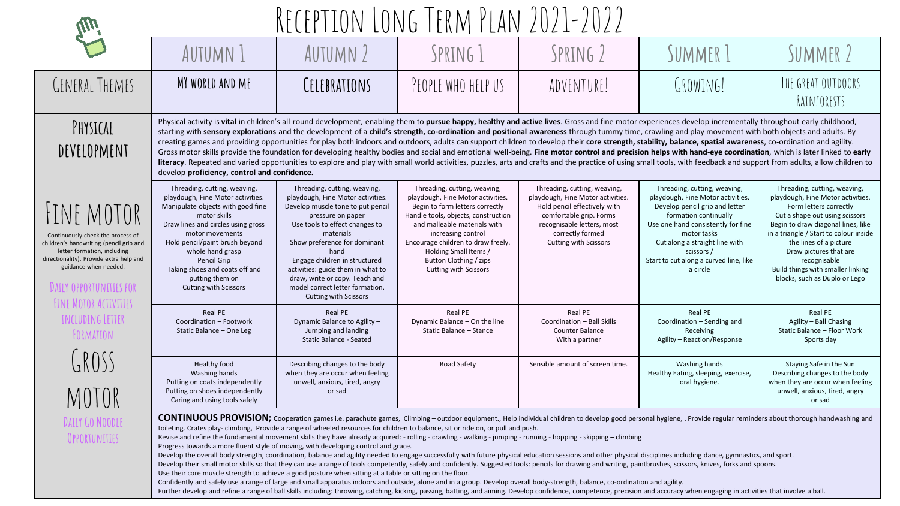# Reception Long Term Plan 2021-2022

| | Autumn 1 | Autumn 2 | Spring 1 | Spring 2 | Summer 1 | Summer 2 |
|---|---|---|---|---|---|---|
| **General Themes** | My world and me | Celebrations | People who help us | Adventure! | Growing! | The great outdoors Rainforests |
| **Physical development** | Physical activity is **vital** in children's all-round development, enabling them to **pursue happy, healthy and active lives**. Gross and fine motor experiences develop incrementally throughout early childhood, starting with **sensory explorations** and the development of a **child's strength, co-ordination and positional awareness** through tummy time, crawling and play movement with both objects and adults. By creating games and providing opportunities for play both indoors and outdoors, adults can support children to develop their **core strength, stability, balance, spatial awareness**, co-ordination and agility. Gross motor skills provide the foundation for developing healthy bodies and social and emotional well-being. **Fine motor control and precision helps with hand-eye coordination**, which is later linked to **early literacy**. Repeated and varied opportunities to explore and play with small world activities, puzzles, arts and crafts and the practice of using small tools, with feedback and support from adults, allow children to develop **proficiency, control and confidence.** | | | | | |
| **Fine Motor** Continuously check the process of children's handwriting (pencil grip and letter formation, including directionality). Provide extra help and guidance when needed. Daily opportunities for Fine Motor Activities including letter formation | Threading, cutting, weaving, playdough, Fine Motor activities. Manipulate objects with good fine motor skills Draw lines and circles using gross motor movements Hold pencil/paint brush beyond whole hand grasp Pencil Grip Taking shoes and coats off and putting them on Cutting with Scissors | Threading, cutting, weaving, playdough, Fine Motor activities. Develop muscle tone to put pencil pressure on paper Use tools to effect changes to materials Show preference for dominant hand Engage children in structured activities: guide them in what to draw, write or copy. Teach and model correct letter formation. Cutting with Scissors | Threading, cutting, weaving, playdough, Fine Motor activities. Begin to form letters correctly Handle tools, objects, construction and malleable materials with increasing control Encourage children to draw freely. Holding Small Items / Button Clothing / zips Cutting with Scissors | Threading, cutting, weaving, playdough, Fine Motor activities. Hold pencil effectively with comfortable grip. Forms recognisable letters, most correctly formed Cutting with Scissors | Threading, cutting, weaving, playdough, Fine Motor activities. Develop pencil grip and letter formation continually Use one hand consistently for fine motor tasks Cut along a straight line with scissors / Start to cut along a curved line, like a circle | Threading, cutting, weaving, playdough, Fine Motor activities. Form letters correctly Cut a shape out using scissors Begin to draw diagonal lines, like in a triangle / Start to colour inside the lines of a picture Draw pictures that are recognisable Build things with smaller linking blocks, such as Duplo or Lego |
| **Gross Motor** Daily Go Noodle Opportunities | Real PE Coordination – Footwork Static Balance – One Leg | Real PE Dynamic Balance to Agility – Jumping and landing Static Balance - Seated | Real PE Dynamic Balance – On the line Static Balance – Stance | Real PE Coordination – Ball Skills Counter Balance With a partner | Real PE Coordination – Sending and Receiving Agility – Reaction/Response | Real PE Agility – Ball Chasing Static Balance – Floor Work Sports day |
| | Healthy food Washing hands Putting on coats independently Putting on shoes independently Caring and using tools safely | Describing changes to the body when they are occur when feeling unwell, anxious, tired, angry or sad | Road Safety | Sensible amount of screen time. | Washing hands Healthy Eating, sleeping, exercise, oral hygiene. | Staying Safe in the Sun Describing changes to the body when they are occur when feeling unwell, anxious, tired, angry or sad |

**CONTINUOUS PROVISION;** Cooperation games i.e. parachute games, Climbing – outdoor equipment., Help individual children to develop good personal hygiene, . Provide regular reminders about thorough handwashing and toileting. Crates play- climbing, Provide a range of wheeled resources for children to balance, sit or ride on, or pull and push.
Revise and refine the fundamental movement skills they have already acquired: - rolling - crawling - walking - jumping - running - hopping - skipping – climbing
Progress towards a more fluent style of moving, with developing control and grace.
Develop the overall body strength, coordination, balance and agility needed to engage successfully with future physical education sessions and other physical disciplines including dance, gymnastics, and sport.
Develop their small motor skills so that they can use a range of tools competently, safely and confidently. Suggested tools: pencils for drawing and writing, paintbrushes, scissors, knives, forks and spoons.
Use their core muscle strength to achieve a good posture when sitting at a table or sitting on the floor.
Confidently and safely use a range of large and small apparatus indoors and outside, alone and in a group. Develop overall body-strength, balance, co-ordination and agility.
Further develop and refine a range of ball skills including: throwing, catching, kicking, passing, batting, and aiming. Develop confidence, competence, precision and accuracy when engaging in activities that involve a ball.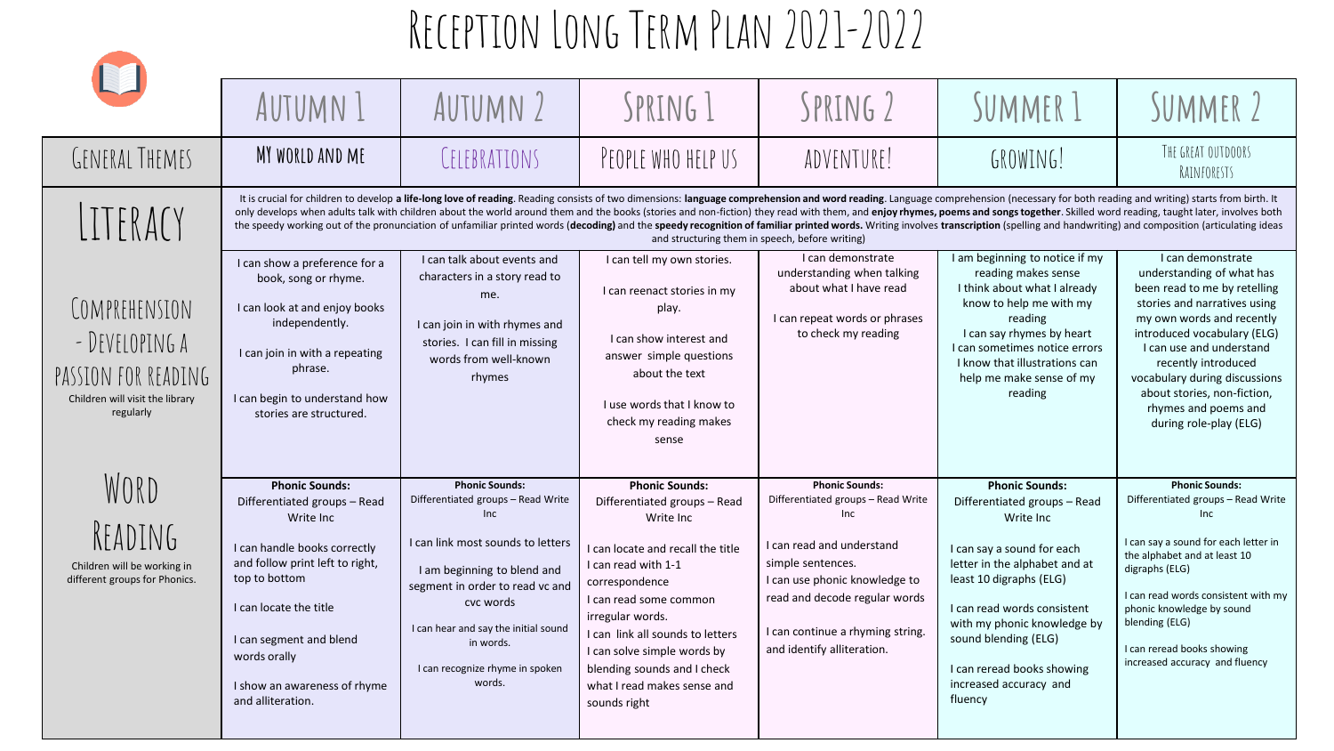# Reception Long Term Plan 2021-2022

| | Autumn 1 | Autumn 2 | Spring 1 | Spring 2 | Summer 1 | Summer 2 |
|---|---|---|---|---|---|---|
| **General Themes** | MY WORLD AND ME | CELEBRATIONS | PEOPLE WHO HELP US | ADVENTURE! | GROWING! | THE GREAT OUTDOORS RAINFORESTS |
| **Literacy** | It is crucial for children to develop **a life-long love of reading**. Reading consists of two dimensions: **language comprehension and word reading**. Language comprehension (necessary for both reading and writing) starts from birth. It only develops when adults talk with children about the world around them and the books (stories and non-fiction) they read with them, and **enjoy rhymes, poems and songs together**. Skilled word reading, taught later, involves both the speedy working out of the pronunciation of unfamiliar printed words (**decoding)** and the **speedy recognition of familiar printed words.** Writing involves **transcription** (spelling and handwriting) and composition (articulating ideas and structuring them in speech, before writing) | | | | | |
| **Comprehension - Developing a passion for reading**<br>Children will visit the library regularly | I can show a preference for a book, song or rhyme.<br><br>I can look at and enjoy books independently.<br><br>I can join in with a repeating phrase.<br><br>I can begin to understand how stories are structured. | I can talk about events and characters in a story read to me.<br><br>I can join in with rhymes and stories. I can fill in missing words from well-known rhymes | I can tell my own stories.<br><br>I can reenact stories in my play.<br><br>I can show interest and answer simple questions about the text<br><br>I use words that I know to check my reading makes sense | I can demonstrate understanding when talking about what I have read<br><br>I can repeat words or phrases to check my reading | I am beginning to notice if my reading makes sense<br>I think about what I already know to help me with my reading<br>I can say rhymes by heart<br>I can sometimes notice errors<br>I know that illustrations can help me make sense of my reading | I can demonstrate understanding of what has been read to me by retelling stories and narratives using my own words and recently introduced vocabulary (ELG)<br>I can use and understand recently introduced vocabulary during discussions about stories, non-fiction, rhymes and poems and during role-play (ELG) |
| **Word Reading**<br>Children will be working in different groups for Phonics. | **Phonic Sounds:**<br>Differentiated groups – Read Write Inc<br><br>I can handle books correctly and follow print left to right, top to bottom<br><br>I can locate the title<br><br>I can segment and blend words orally<br><br>I show an awareness of rhyme and alliteration. | **Phonic Sounds:**<br>Differentiated groups – Read Write Inc<br><br>I can link most sounds to letters<br><br>I am beginning to blend and segment in order to read vc and cvc words<br><br>I can hear and say the initial sound in words.<br><br>I can recognize rhyme in spoken words. | **Phonic Sounds:**<br>Differentiated groups – Read Write Inc<br><br>I can locate and recall the title<br>I can read with 1-1 correspondence<br>I can read some common irregular words.<br>I can link all sounds to letters<br>I can solve simple words by blending sounds and I check what I read makes sense and sounds right | **Phonic Sounds:**<br>Differentiated groups – Read Write Inc<br><br>I can read and understand simple sentences.<br>I can use phonic knowledge to read and decode regular words<br><br>I can continue a rhyming string. and identify alliteration. | **Phonic Sounds:**<br>Differentiated groups – Read Write Inc<br><br>I can say a sound for each letter in the alphabet and at least 10 digraphs (ELG)<br><br>I can read words consistent with my phonic knowledge by sound blending (ELG)<br><br>I can reread books showing increased accuracy and fluency | **Phonic Sounds:**<br>Differentiated groups – Read Write Inc<br><br>I can say a sound for each letter in the alphabet and at least 10 digraphs (ELG)<br><br>I can read words consistent with my phonic knowledge by sound blending (ELG)<br><br>I can reread books showing increased accuracy and fluency |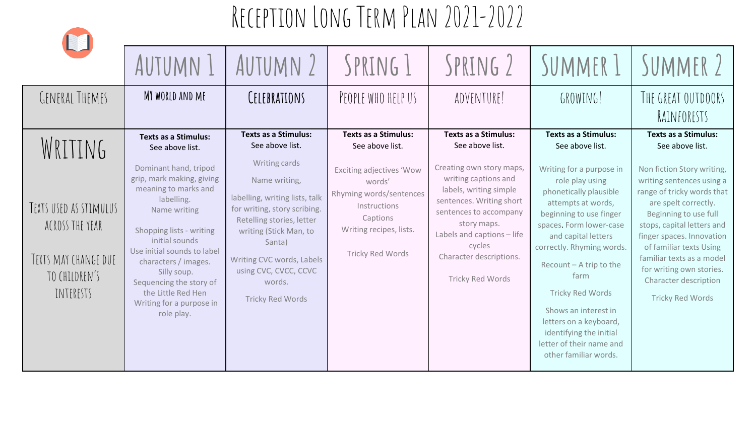# Reception Long Term Plan 2021-2022

| | Autumn 1 | Autumn 2 | Spring 1 | Spring 2 | Summer 1 | Summer 2 |
|---|---|---|---|---|---|---|
| General Themes | My world and me | Celebrations | People who help us | Adventure! | Growing! | The Great Outdoors Rainforests |
| Writing<br><br>Texts used as stimulus across the year<br><br>Texts may change due to children's interests | **Texts as a Stimulus:** See above list.<br><br>Dominant hand, tripod grip, mark making, giving meaning to marks and labelling.<br>Name writing<br><br>Shopping lists - writing initial sounds<br>Use initial sounds to label characters / images.<br>Silly soup.<br>Sequencing the story of the Little Red Hen<br>Writing for a purpose in role play. | **Texts as a Stimulus:** See above list.<br><br>Writing cards<br><br>Name writing,<br><br>labelling, writing lists, talk for writing, story scribing. Retelling stories, letter writing (Stick Man, to Santa)<br><br>Writing CVC words, Labels using CVC, CVCC, CCVC words.<br><br>Tricky Red Words | **Texts as a Stimulus:** See above list.<br><br>Exciting adjectives 'Wow words'<br>Rhyming words/sentences<br>Instructions<br>Captions<br>Writing recipes, lists.<br><br>Tricky Red Words | **Texts as a Stimulus:** See above list.<br><br>Creating own story maps, writing captions and labels, writing simple sentences. Writing short sentences to accompany story maps.<br>Labels and captions – life cycles<br>Character descriptions.<br><br>Tricky Red Words | **Texts as a Stimulus:** See above list.<br><br>Writing for a purpose in role play using phonetically plausible attempts at words, beginning to use finger spaces. Form lower-case and capital letters correctly. Rhyming words.<br><br>Recount – A trip to the farm<br><br>Tricky Red Words<br><br>Shows an interest in letters on a keyboard, identifying the initial letter of their name and other familiar words. | **Texts as a Stimulus:** See above list.<br><br>Non fiction Story writing, writing sentences using a range of tricky words that are spelt correctly.<br>Beginning to use full stops, capital letters and finger spaces. Innovation of familiar texts Using familiar texts as a model for writing own stories.<br>Character description<br><br>Tricky Red Words |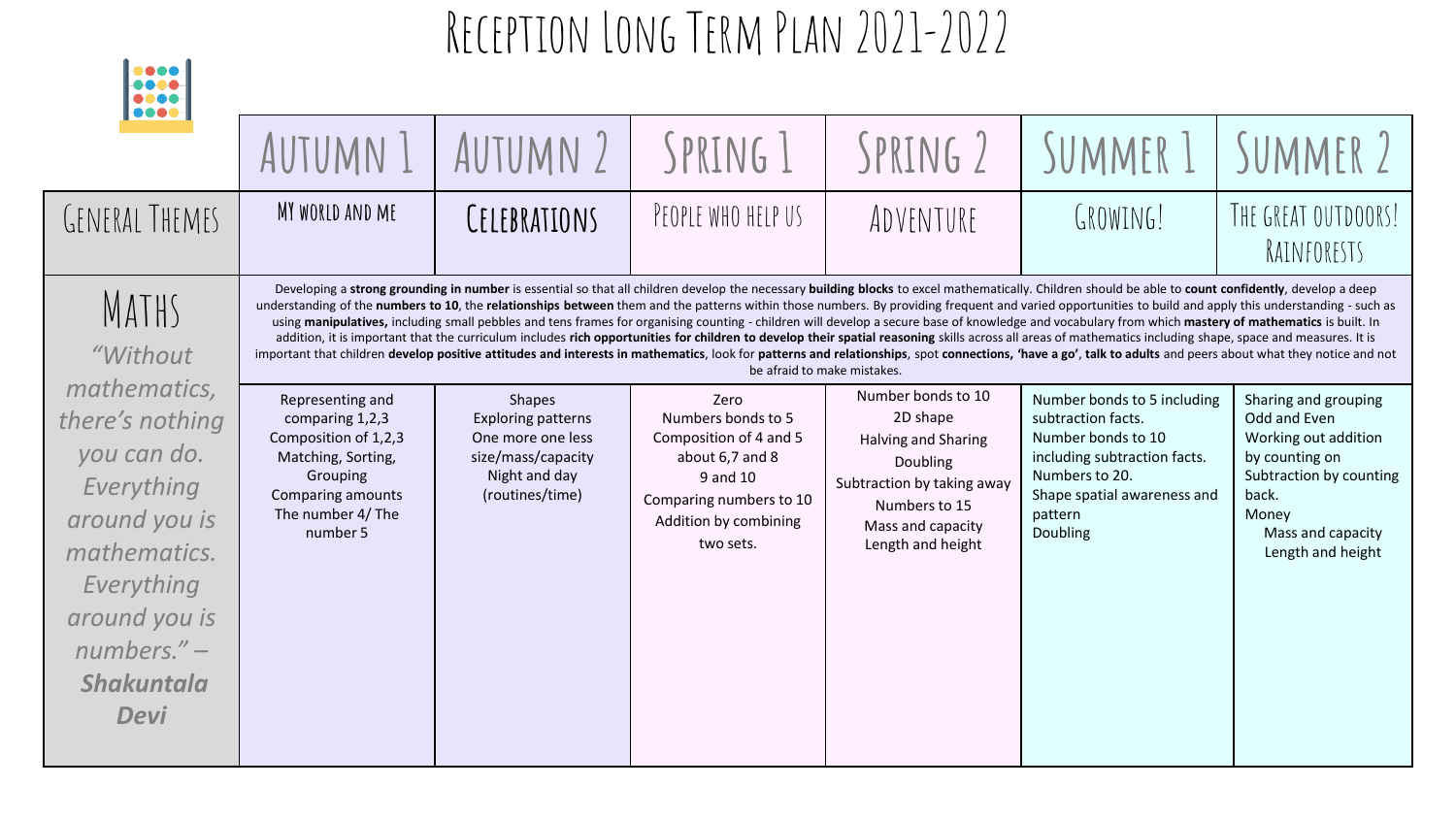# Reception Long Term Plan 2021-2022

| | Autumn 1 | Autumn 2 | Spring 1 | Spring 2 | Summer 1 | Summer 2 |
|---|---|---|---|---|---|---|
| General Themes | My world and me | Celebrations | People who help us | Adventure | Growing! | The great outdoors! Rainforests |
| Maths<br>*"Without mathematics, there's nothing you can do. Everything around you is mathematics. Everything around you is numbers." – **Shakuntala Devi*** | Developing a **strong grounding in number** is essential so that all children develop the necessary **building blocks** to excel mathematically. Children should be able to **count confidently**, develop a deep understanding of the **numbers to 10**, the **relationships between** them and the patterns within those numbers. By providing frequent and varied opportunities to build and apply this understanding - such as using **manipulatives,** including small pebbles and tens frames for organising counting - children will develop a secure base of knowledge and vocabulary from which **mastery of mathematics** is built. In addition, it is important that the curriculum includes **rich opportunities for children to develop their spatial reasoning** skills across all areas of mathematics including shape, space and measures. It is important that children **develop positive attitudes and interests in mathematics**, look for **patterns and relationships**, spot **connections, 'have a go'**, **talk to adults** and peers about what they notice and not be afraid to make mistakes. | | | | | |
| | Representing and comparing 1,2,3<br>Composition of 1,2,3<br>Matching, Sorting, Grouping<br>Comparing amounts<br>The number 4/ The number 5 | Shapes<br>Exploring patterns<br>One more one less<br>size/mass/capacity<br>Night and day (routines/time) | Zero<br>Numbers bonds to 5<br>Composition of 4 and 5<br>about 6,7 and 8<br>9 and 10<br>Comparing numbers to 10<br>Addition by combining two sets. | Number bonds to 10<br>2D shape<br>Halving and Sharing<br>Doubling<br>Subtraction by taking away<br>Numbers to 15<br>Mass and capacity<br>Length and height | Number bonds to 5 including subtraction facts.<br>Number bonds to 10 including subtraction facts.<br>Numbers to 20.<br>Shape spatial awareness and pattern<br>Doubling | Sharing and grouping<br>Odd and Even<br>Working out addition by counting on<br>Subtraction by counting back.<br>Money<br>Mass and capacity<br>Length and height |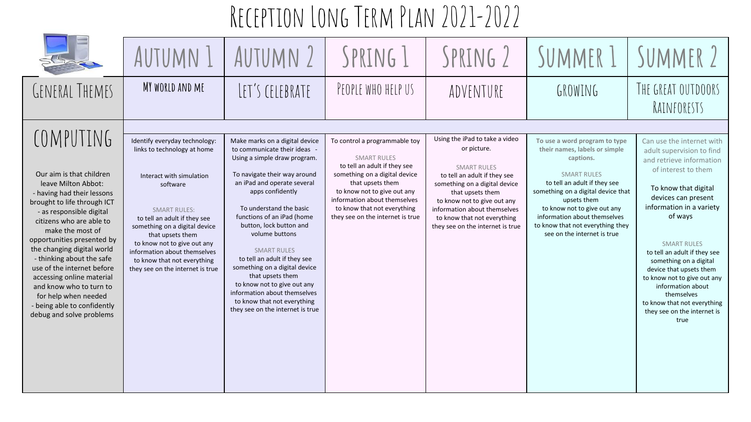# Reception Long Term Plan 2021-2022

| | Autumn 1 | Autumn 2 | Spring 1 | Spring 2 | Summer 1 | Summer 2 |
|---|---|---|---|---|---|---|
| General Themes | My world and me | Let's celebrate | People who help us | Adventure | Growing | The great outdoors Rainforests |
| **COMPUTING**<br><br>Our aim is that children leave Milton Abbot:<br>- having had their lessons brought to life through ICT<br>- as responsible digital citizens who are able to make the most of opportunities presented by the changing digital world<br>- thinking about the safe use of the internet before accessing online material and know who to turn to for help when needed<br>- being able to confidently debug and solve problems | Identify everyday technology: links to technology at home<br><br>Interact with simulation software<br><br>SMART RULES:<br>to tell an adult if they see something on a digital device that upsets them<br>to know not to give out any information about themselves<br>to know that not everything they see on the internet is true | Make marks on a digital device to communicate their ideas - Using a simple draw program.<br><br>To navigate their way around an iPad and operate several apps confidently<br><br>To understand the basic functions of an iPad (home button, lock button and volume buttons<br><br>SMART RULES<br>to tell an adult if they see something on a digital device that upsets them<br>to know not to give out any information about themselves<br>to know that not everything they see on the internet is true | To control a programmable toy<br><br>SMART RULES<br>to tell an adult if they see something on a digital device that upsets them<br>to know not to give out any information about themselves<br>to know that not everything they see on the internet is true | Using the iPad to take a video or picture.<br><br>SMART RULES<br>to tell an adult if they see something on a digital device that upsets them<br>to know not to give out any information about themselves<br>to know that not everything they see on the internet is true | **To use a word program to type their names, labels or simple captions.**<br><br>SMART RULES<br>to tell an adult if they see something on a digital device that upsets them<br>to know not to give out any information about themselves<br>to know that not everything they see on the internet is true | Can use the internet with adult supervision to find and retrieve information of interest to them<br><br>To know that digital devices can present information in a variety of ways<br><br>SMART RULES<br>to tell an adult if they see something on a digital device that upsets them<br>to know not to give out any information about themselves<br>to know that not everything they see on the internet is true |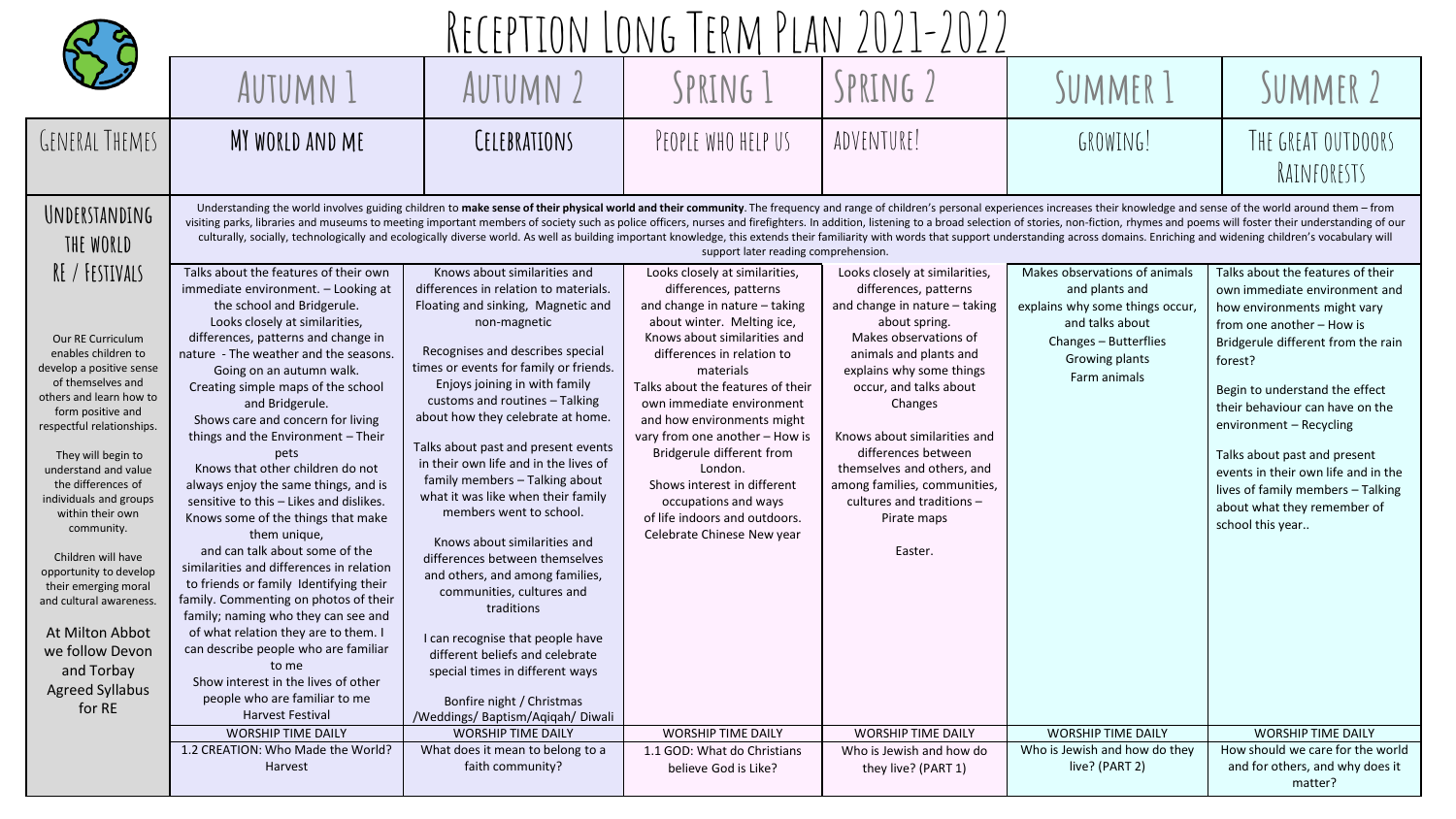# Reception Long Term Plan 2021-2022

| | Autumn 1 | Autumn 2 | Spring 1 | Spring 2 | Summer 1 | Summer 2 |
|---|---|---|---|---|---|---|
| General Themes | My world and me | Celebrations | People who help us | Adventure! | Growing! | The great outdoors Rainforests |
| Understanding the world | Understanding the world involves guiding children to **make sense of their physical world and their community**. The frequency and range of children's personal experiences increases their knowledge and sense of the world around them – from visiting parks, libraries and museums to meeting important members of society such as police officers, nurses and firefighters. In addition, listening to a broad selection of stories, non-fiction, rhymes and poems will foster their understanding of our culturally, socially, technologically and ecologically diverse world. As well as building important knowledge, this extends their familiarity with words that support understanding across domains. Enriching and widening children's vocabulary will support later reading comprehension. | | | | | |
| RE / Festivals<br><br>Our RE Curriculum enables children to develop a positive sense of themselves and others and learn how to form positive and respectful relationships.<br><br>They will begin to understand and value the differences of individuals and groups within their own community.<br><br>Children will have opportunity to develop their emerging moral and cultural awareness.<br><br>At Milton Abbot we follow Devon and Torbay Agreed Syllabus for RE | Talks about the features of their own immediate environment. – Looking at the school and Bridgerule.<br>Looks closely at similarities, differences, patterns and change in nature - The weather and the seasons. Going on an autumn walk.<br>Creating simple maps of the school and Bridgerule.<br>Shows care and concern for living things and the Environment – Their pets<br>Knows that other children do not always enjoy the same things, and is sensitive to this – Likes and dislikes.<br>Knows some of the things that make them unique,<br>and can talk about some of the similarities and differences in relation to friends or family Identifying their family. Commenting on photos of their family; naming who they can see and of what relation they are to them. I can describe people who are familiar to me<br>Show interest in the lives of other people who are familiar to me<br>Harvest Festival | Knows about similarities and differences in relation to materials. Floating and sinking, Magnetic and non-magnetic<br><br>Recognises and describes special times or events for family or friends. Enjoys joining in with family customs and routines – Talking about how they celebrate at home.<br><br>Talks about past and present events in their own life and in the lives of family members – Talking about what it was like when their family members went to school.<br><br>Knows about similarities and differences between themselves and others, and among families, communities, cultures and traditions<br><br>I can recognise that people have different beliefs and celebrate special times in different ways<br><br>Bonfire night / Christmas /Weddings/ Baptism/Aqiqah/ Diwali | Looks closely at similarities, differences, patterns and change in nature – taking about winter. Melting ice,<br>Knows about similarities and differences in relation to materials<br>Talks about the features of their own immediate environment and how environments might vary from one another – How is Bridgerule different from London.<br>Shows interest in different occupations and ways of life indoors and outdoors.<br>Celebrate Chinese New year | Looks closely at similarities, differences, patterns and change in nature – taking about spring.<br>Makes observations of animals and plants and explains why some things occur, and talks about Changes<br><br>Knows about similarities and differences between themselves and others, and among families, communities, cultures and traditions – Pirate maps<br><br>Easter. | Makes observations of animals and plants and explains why some things occur, and talks about Changes – Butterflies Growing plants Farm animals | Talks about the features of their own immediate environment and how environments might vary from one another – How is Bridgerule different from the rain forest?<br><br>Begin to understand the effect their behaviour can have on the environment – Recycling<br><br>Talks about past and present events in their own life and in the lives of family members – Talking about what they remember of school this year.. |
| | WORSHIP TIME DAILY | WORSHIP TIME DAILY | WORSHIP TIME DAILY | WORSHIP TIME DAILY | WORSHIP TIME DAILY | WORSHIP TIME DAILY |
| | 1.2 CREATION: Who Made the World? Harvest | What does it mean to belong to a faith community? | 1.1 GOD: What do Christians believe God is Like? | Who is Jewish and how do they live? (PART 1) | Who is Jewish and how do they live? (PART 2) | How should we care for the world and for others, and why does it matter? |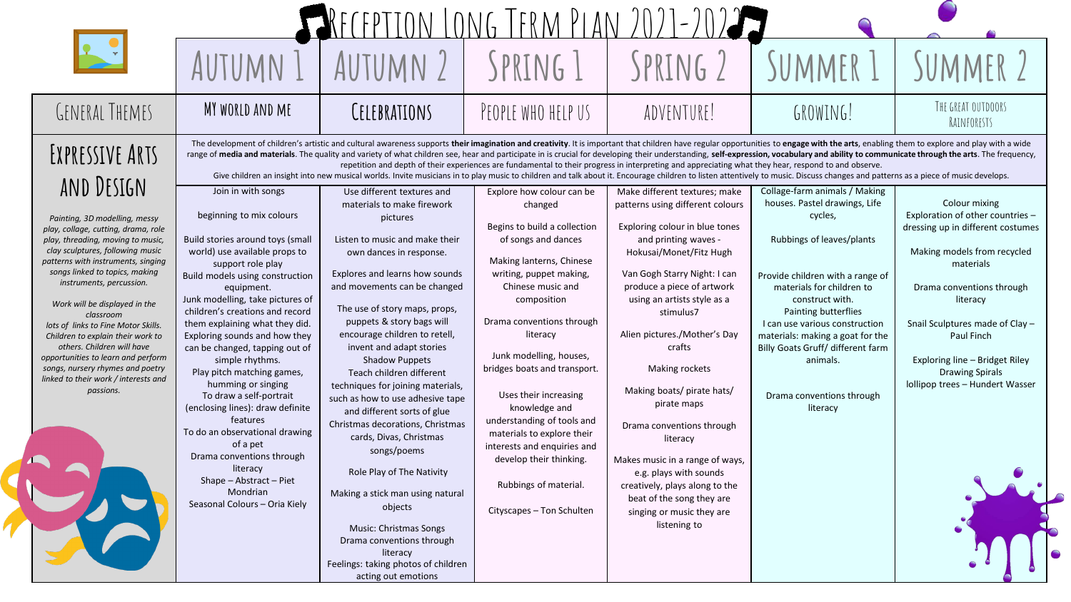# Reception Long Term Plan 2021-2022

| | Autumn 1 | Autumn 2 | Spring 1 | Spring 2 | Summer 1 | Summer 2 |
|---|---|---|---|---|---|---|
| General Themes | My world and me | Celebrations | People who help us | Adventure! | Growing! | The great outdoors Rainforests |
| **Expressive Arts and Design** | The development of children's artistic and cultural awareness supports **their imagination and creativity**. It is important that children have regular opportunities to **engage with the arts**, enabling them to explore and play with a wide range of **media and materials**. The quality and variety of what children see, hear and participate in is crucial for developing their understanding, **self-expression, vocabulary and ability to communicate through the arts**. The frequency, repetition and depth of their experiences are fundamental to their progress in interpreting and appreciating what they hear, respond to and observe. Give children an insight into new musical worlds. Invite musicians in to play music to children and talk about it. Encourage children to listen attentively to music. Discuss changes and patterns as a piece of music develops. | | | | | |
| *Painting, 3D modelling, messy play, collage, cutting, drama, role play, threading, moving to music, clay sculptures, following music patterns with instruments, singing songs linked to topics, making instruments, percussion.*<br><br>*Work will be displayed in the classroom*<br>*lots of links to Fine Motor Skills. Children to explain their work to others. Children will have opportunities to learn and perform songs, nursery rhymes and poetry linked to their work / interests and passions.* | Join in with songs<br><br>beginning to mix colours<br><br>Build stories around toys (small world) use available props to support role play<br>Build models using construction equipment.<br>Junk modelling, take pictures of children's creations and record them explaining what they did.<br>Exploring sounds and how they can be changed, tapping out of simple rhythms.<br>Play pitch matching games, humming or singing<br>To draw a self-portrait (enclosing lines): draw definite features<br>To do an observational drawing of a pet<br>Drama conventions through literacy<br>Shape – Abstract – Piet Mondrian<br>Seasonal Colours – Oria Kiely | Use different textures and materials to make firework pictures<br><br>Listen to music and make their own dances in response.<br><br>Explores and learns how sounds and movements can be changed<br><br>The use of story maps, props, puppets & story bags will encourage children to retell, invent and adapt stories<br>Shadow Puppets<br>Teach children different techniques for joining materials, such as how to use adhesive tape and different sorts of glue<br>Christmas decorations, Christmas cards, Divas, Christmas songs/poems<br><br>Role Play of The Nativity<br><br>Making a stick man using natural objects<br><br>Music: Christmas Songs<br>Drama conventions through literacy<br>Feelings: taking photos of children acting out emotions | Explore how colour can be changed<br><br>Begins to build a collection of songs and dances<br><br>Making lanterns, Chinese writing, puppet making, Chinese music and composition<br><br>Drama conventions through literacy<br><br>Junk modelling, houses, bridges boats and transport.<br><br>Uses their increasing knowledge and understanding of tools and materials to explore their interests and enquiries and develop their thinking.<br><br>Rubbings of material.<br><br>Cityscapes – Ton Schulten | Make different textures; make patterns using different colours<br><br>Exploring colour in blue tones and printing waves - Hokusai/Monet/Fitz Hugh<br><br>Van Gogh Starry Night: I can produce a piece of artwork using an artists style as a stimulus7<br><br>Alien pictures./Mother's Day crafts<br><br>Making rockets<br><br>Making boats/ pirate hats/ pirate maps<br><br>Drama conventions through literacy<br><br>Makes music in a range of ways, e.g. plays with sounds creatively, plays along to the beat of the song they are singing or music they are listening to | Collage-farm animals / Making houses. Pastel drawings, Life cycles,<br><br>Rubbings of leaves/plants<br><br>Provide children with a range of materials for children to construct with.<br>Painting butterflies<br>I can use various construction materials: making a goat for the Billy Goats Gruff/ different farm animals.<br><br>Drama conventions through literacy | Colour mixing<br>Exploration of other countries – dressing up in different costumes<br><br>Making models from recycled materials<br><br>Drama conventions through literacy<br><br>Snail Sculptures made of Clay – Paul Finch<br><br>Exploring line – Bridget Riley<br>Drawing Spirals<br>lollipop trees – Hundert Wasser |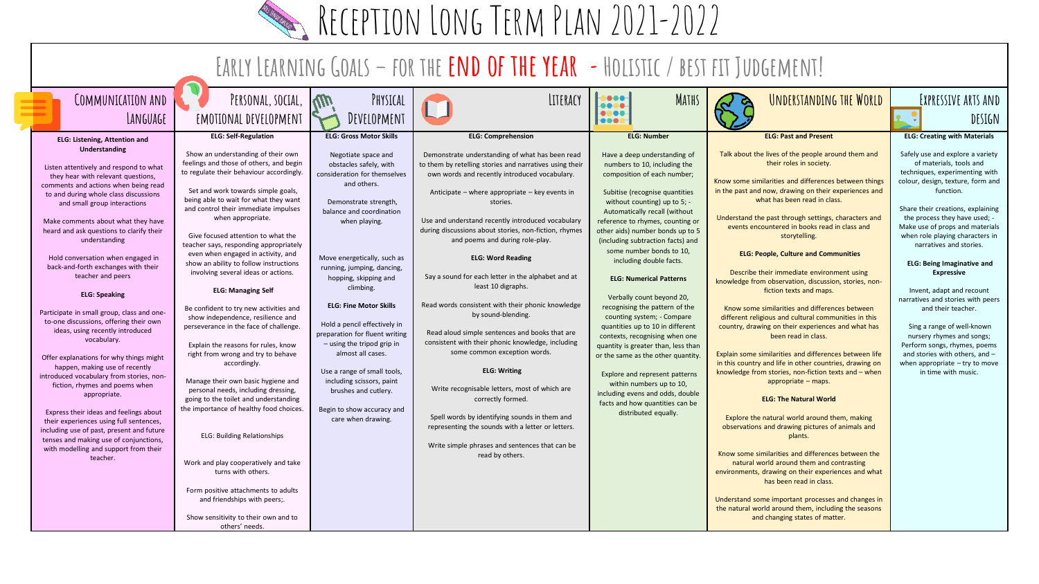# Reception Long Term Plan 2021-2022

## Early Learning Goals – for the END OF THE YEAR - Holistic / best fit Judgement!

| Communication and Language | Personal, Social, Emotional Development | Physical Development | Literacy | Maths | Understanding the World | Expressive Arts and Design |
|---|---|---|---|---|---|---|
| **ELG: Listening, Attention and Understanding**<br><br>Listen attentively and respond to what they hear with relevant questions, comments and actions when being read to and during whole class discussions and small group interactions<br><br>Make comments about what they have heard and ask questions to clarify their understanding<br><br>Hold conversation when engaged in back-and-forth exchanges with their teacher and peers<br><br>**ELG: Speaking**<br><br>Participate in small group, class and one-to-one discussions, offering their own ideas, using recently introduced vocabulary.<br><br>Offer explanations for why things might happen, making use of recently introduced vocabulary from stories, non-fiction, rhymes and poems when appropriate.<br><br>Express their ideas and feelings about their experiences using full sentences, including use of past, present and future tenses and making use of conjunctions, with modelling and support from their teacher. | **ELG: Self-Regulation**<br><br>Show an understanding of their own feelings and those of others, and begin to regulate their behaviour accordingly.<br><br>Set and work towards simple goals, being able to wait for what they want and control their immediate impulses when appropriate.<br><br>Give focused attention to what the teacher says, responding appropriately even when engaged in activity, and show an ability to follow instructions involving several ideas or actions.<br><br>**ELG: Managing Self**<br><br>Be confident to try new activities and show independence, resilience and perseverance in the face of challenge.<br><br>Explain the reasons for rules, know right from wrong and try to behave accordingly.<br><br>Manage their own basic hygiene and personal needs, including dressing, going to the toilet and understanding the importance of healthy food choices.<br><br>ELG: Building Relationships<br><br>Work and play cooperatively and take turns with others.<br><br>Form positive attachments to adults and friendships with peers;.<br><br>Show sensitivity to their own and to others' needs. | **ELG: Gross Motor Skills**<br><br>Negotiate space and obstacles safely, with consideration for themselves and others.<br><br>Demonstrate strength, balance and coordination when playing.<br><br>Move energetically, such as running, jumping, dancing, hopping, skipping and climbing.<br><br>**ELG: Fine Motor Skills**<br><br>Hold a pencil effectively in preparation for fluent writing – using the tripod grip in almost all cases.<br><br>Use a range of small tools, including scissors, paint brushes and cutlery.<br><br>Begin to show accuracy and care when drawing. | **ELG: Comprehension**<br><br>Demonstrate understanding of what has been read to them by retelling stories and narratives using their own words and recently introduced vocabulary.<br><br>Anticipate – where appropriate – key events in stories.<br><br>Use and understand recently introduced vocabulary during discussions about stories, non-fiction, rhymes and poems and during role-play.<br><br>**ELG: Word Reading**<br><br>Say a sound for each letter in the alphabet and at least 10 digraphs.<br><br>Read words consistent with their phonic knowledge by sound-blending.<br><br>Read aloud simple sentences and books that are consistent with their phonic knowledge, including some common exception words.<br><br>**ELG: Writing**<br><br>Write recognisable letters, most of which are correctly formed.<br><br>Spell words by identifying sounds in them and representing the sounds with a letter or letters.<br><br>Write simple phrases and sentences that can be read by others. | **ELG: Number**<br><br>Have a deep understanding of numbers to 10, including the composition of each number;<br><br>Subitise (recognise quantities without counting) up to 5; - Automatically recall (without reference to rhymes, counting or other aids) number bonds up to 5 (including subtraction facts) and some number bonds to 10, including double facts.<br><br>**ELG: Numerical Patterns**<br><br>Verbally count beyond 20, recognising the pattern of the counting system; - Compare quantities up to 10 in different contexts, recognising when one quantity is greater than, less than or the same as the other quantity.<br><br>Explore and represent patterns within numbers up to 10, including evens and odds, double facts and how quantities can be distributed equally. | **ELG: Past and Present**<br><br>Talk about the lives of the people around them and their roles in society.<br><br>Know some similarities and differences between things in the past and now, drawing on their experiences and what has been read in class.<br><br>Understand the past through settings, characters and events encountered in books read in class and storytelling.<br><br>**ELG: People, Culture and Communities**<br><br>Describe their immediate environment using knowledge from observation, discussion, stories, non-fiction texts and maps.<br><br>Know some similarities and differences between different religious and cultural communities in this country, drawing on their experiences and what has been read in class.<br><br>Explain some similarities and differences between life in this country and life in other countries, drawing on knowledge from stories, non-fiction texts and – when appropriate – maps.<br><br>**ELG: The Natural World**<br><br>Explore the natural world around them, making observations and drawing pictures of animals and plants.<br><br>Know some similarities and differences between the natural world around them and contrasting environments, drawing on their experiences and what has been read in class.<br><br>Understand some important processes and changes in the natural world around them, including the seasons and changing states of matter. | **ELG: Creating with Materials**<br><br>Safely use and explore a variety of materials, tools and techniques, experimenting with colour, design, texture, form and function.<br><br>Share their creations, explaining the process they have used; - Make use of props and materials when role playing characters in narratives and stories.<br><br>**ELG: Being Imaginative and Expressive**<br><br>Invent, adapt and recount narratives and stories with peers and their teacher.<br><br>Sing a range of well-known nursery rhymes and songs; Perform songs, rhymes, poems and stories with others, and – when appropriate – try to move in time with music. |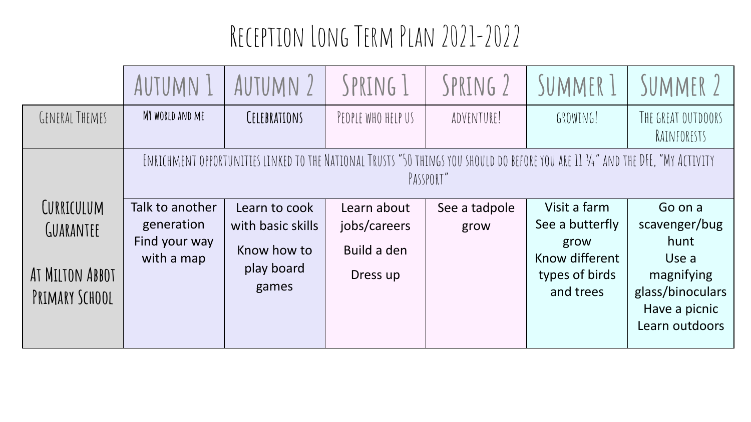# Reception Long Term Plan 2021-2022

| | Autumn 1 | Autumn 2 | Spring 1 | Spring 2 | Summer 1 | Summer 2 |
|---|---|---|---|---|---|---|
| General Themes | My world and me | Celebrations | People who help us | adventure! | growing! | The great outdoors Rainforests |
| Curriculum Guarantee At Milton Abbot Primary School | Enrichment opportunities linked to the National Trusts "50 things you should do before you are 11 ¾" and the DFE, "My Activity Passport" | | | | | |
| | Talk to another generation<br>Find your way with a map | Learn to cook with basic skills<br>Know how to play board games | Learn about jobs/careers<br>Build a den<br>Dress up | See a tadpole grow | Visit a farm<br>See a butterfly grow<br>Know different types of birds and trees | Go on a scavenger/bug hunt<br>Use a magnifying glass/binoculars<br>Have a picnic<br>Learn outdoors |